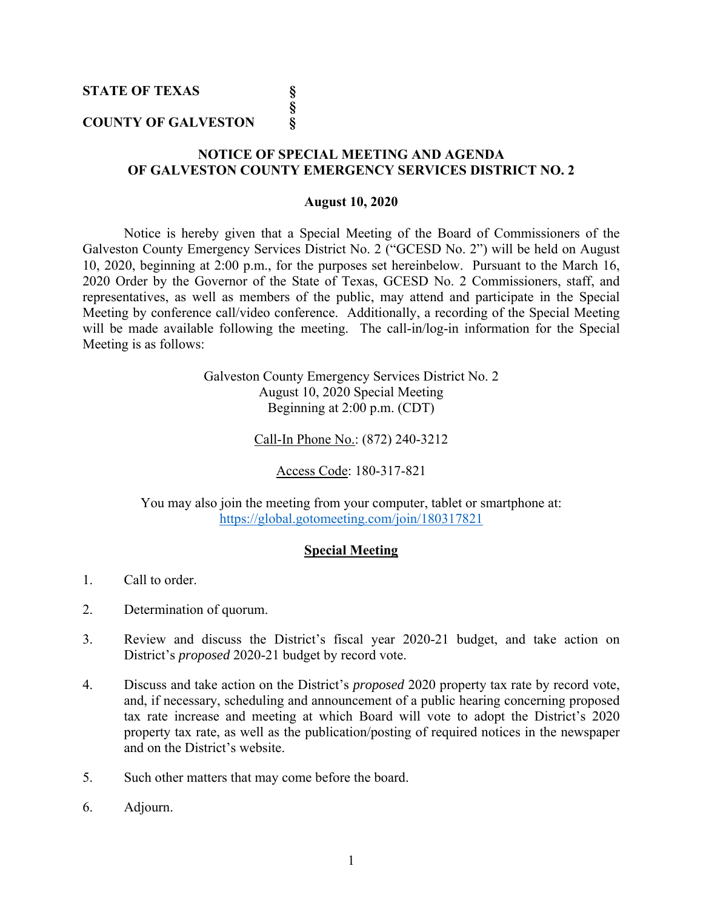**STATE OF TEXAS §**
**§**
**COUNTY OF GALVESTON §**

# NOTICE OF SPECIAL MEETING AND AGENDA OF GALVESTON COUNTY EMERGENCY SERVICES DISTRICT NO. 2

**August 10, 2020**

Notice is hereby given that a Special Meeting of the Board of Commissioners of the Galveston County Emergency Services District No. 2 ("GCESD No. 2") will be held on August 10, 2020, beginning at 2:00 p.m., for the purposes set hereinbelow. Pursuant to the March 16, 2020 Order by the Governor of the State of Texas, GCESD No. 2 Commissioners, staff, and representatives, as well as members of the public, may attend and participate in the Special Meeting by conference call/video conference. Additionally, a recording of the Special Meeting will be made available following the meeting. The call-in/log-in information for the Special Meeting is as follows:

Galveston County Emergency Services District No. 2
August 10, 2020 Special Meeting
Beginning at 2:00 p.m. (CDT)

Call-In Phone No.: (872) 240-3212

Access Code: 180-317-821

You may also join the meeting from your computer, tablet or smartphone at:
https://global.gotomeeting.com/join/180317821

## Special Meeting

1. Call to order.

2. Determination of quorum.

3. Review and discuss the District's fiscal year 2020-21 budget, and take action on District's *proposed* 2020-21 budget by record vote.

4. Discuss and take action on the District's *proposed* 2020 property tax rate by record vote, and, if necessary, scheduling and announcement of a public hearing concerning proposed tax rate increase and meeting at which Board will vote to adopt the District's 2020 property tax rate, as well as the publication/posting of required notices in the newspaper and on the District's website.

5. Such other matters that may come before the board.

6. Adjourn.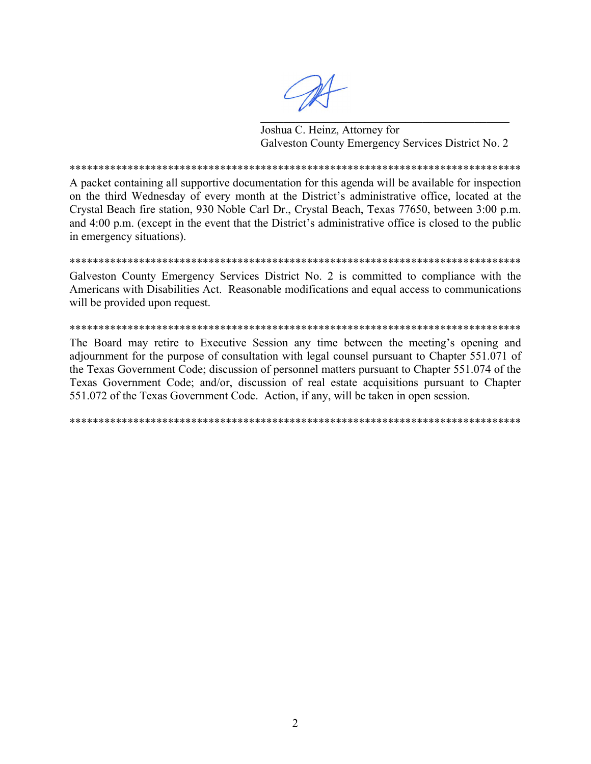\_\_\_\_\_\_\_\_\_\_\_\_\_\_\_\_\_\_\_\_\_\_\_\_\_\_\_\_\_\_\_\_\_\_\_\_\_\_\_\_

Joshua C. Heinz, Attorney for
Galveston County Emergency Services District No. 2

\*\*\*\*\*\*\*\*\*\*\*\*\*\*\*\*\*\*\*\*\*\*\*\*\*\*\*\*\*\*\*\*\*\*\*\*\*\*\*\*\*\*\*\*\*\*\*\*\*\*\*\*\*\*\*\*\*\*\*\*\*\*\*\*\*\*\*\*\*\*\*\*\*\*\*\*\*\*

A packet containing all supportive documentation for this agenda will be available for inspection on the third Wednesday of every month at the District's administrative office, located at the Crystal Beach fire station, 930 Noble Carl Dr., Crystal Beach, Texas 77650, between 3:00 p.m. and 4:00 p.m. (except in the event that the District's administrative office is closed to the public in emergency situations).

\*\*\*\*\*\*\*\*\*\*\*\*\*\*\*\*\*\*\*\*\*\*\*\*\*\*\*\*\*\*\*\*\*\*\*\*\*\*\*\*\*\*\*\*\*\*\*\*\*\*\*\*\*\*\*\*\*\*\*\*\*\*\*\*\*\*\*\*\*\*\*\*\*\*\*\*\*\*

Galveston County Emergency Services District No. 2 is committed to compliance with the Americans with Disabilities Act. Reasonable modifications and equal access to communications will be provided upon request.

\*\*\*\*\*\*\*\*\*\*\*\*\*\*\*\*\*\*\*\*\*\*\*\*\*\*\*\*\*\*\*\*\*\*\*\*\*\*\*\*\*\*\*\*\*\*\*\*\*\*\*\*\*\*\*\*\*\*\*\*\*\*\*\*\*\*\*\*\*\*\*\*\*\*\*\*\*\*

The Board may retire to Executive Session any time between the meeting's opening and adjournment for the purpose of consultation with legal counsel pursuant to Chapter 551.071 of the Texas Government Code; discussion of personnel matters pursuant to Chapter 551.074 of the Texas Government Code; and/or, discussion of real estate acquisitions pursuant to Chapter 551.072 of the Texas Government Code. Action, if any, will be taken in open session.

\*\*\*\*\*\*\*\*\*\*\*\*\*\*\*\*\*\*\*\*\*\*\*\*\*\*\*\*\*\*\*\*\*\*\*\*\*\*\*\*\*\*\*\*\*\*\*\*\*\*\*\*\*\*\*\*\*\*\*\*\*\*\*\*\*\*\*\*\*\*\*\*\*\*\*\*\*\*